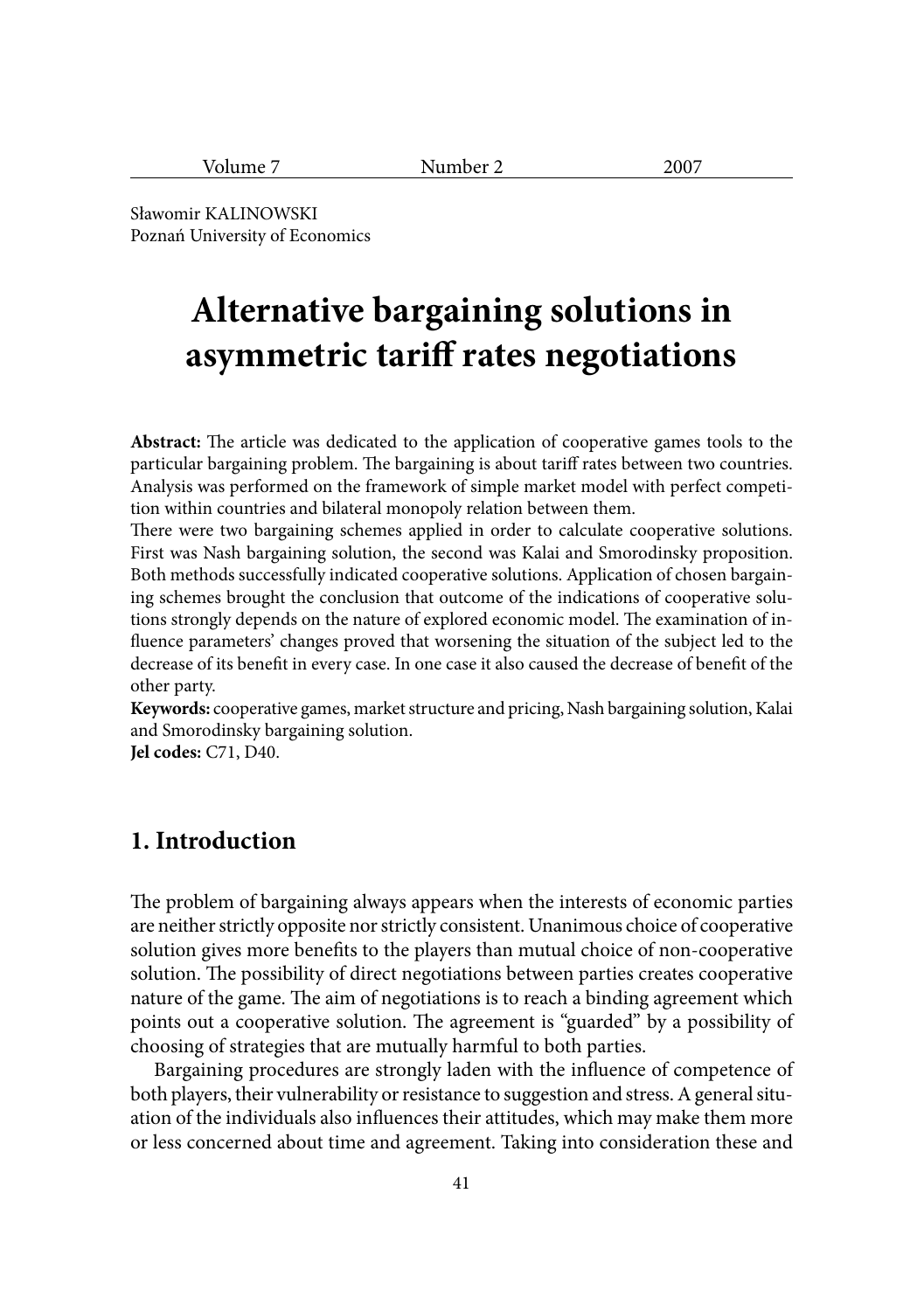Sławomir KALINOWSKI
Poznań University of Economics

# Alternative bargaining solutions in asymmetric tariff rates negotiations

**Abstract:** The article was dedicated to the application of cooperative games tools to the particular bargaining problem. The bargaining is about tariff rates between two countries. Analysis was performed on the framework of simple market model with perfect competition within countries and bilateral monopoly relation between them.

There were two bargaining schemes applied in order to calculate cooperative solutions. First was Nash bargaining solution, the second was Kalai and Smorodinsky proposition. Both methods successfully indicated cooperative solutions. Application of chosen bargaining schemes brought the conclusion that outcome of the indications of cooperative solutions strongly depends on the nature of explored economic model. The examination of influence parameters' changes proved that worsening the situation of the subject led to the decrease of its benefit in every case. In one case it also caused the decrease of benefit of the other party.

**Keywords:** cooperative games, market structure and pricing, Nash bargaining solution, Kalai and Smorodinsky bargaining solution.

**Jel codes:** C71, D40.

## 1. Introduction

The problem of bargaining always appears when the interests of economic parties are neither strictly opposite nor strictly consistent. Unanimous choice of cooperative solution gives more benefits to the players than mutual choice of non-cooperative solution. The possibility of direct negotiations between parties creates cooperative nature of the game. The aim of negotiations is to reach a binding agreement which points out a cooperative solution. The agreement is "guarded" by a possibility of choosing of strategies that are mutually harmful to both parties.

Bargaining procedures are strongly laden with the influence of competence of both players, their vulnerability or resistance to suggestion and stress. A general situation of the individuals also influences their attitudes, which may make them more or less concerned about time and agreement. Taking into consideration these and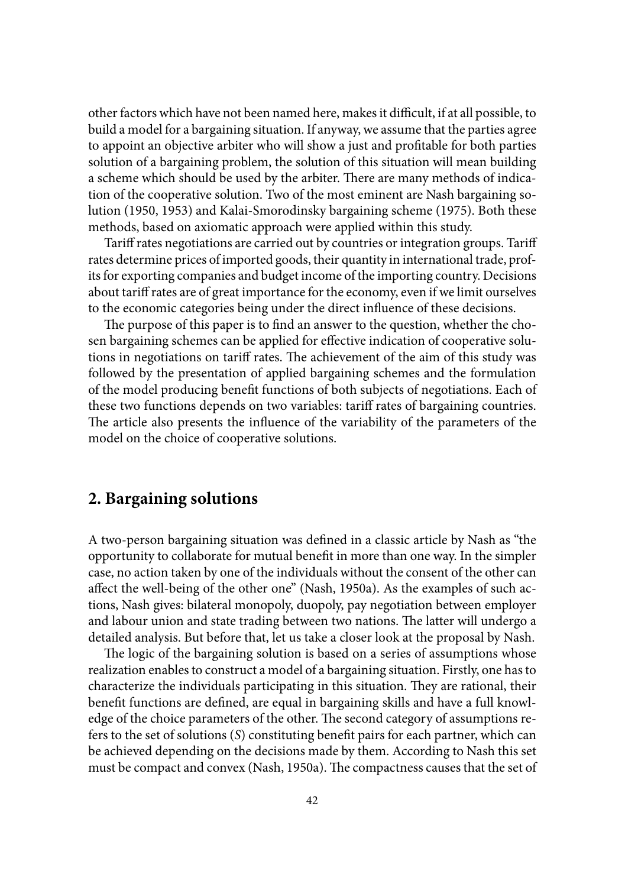other factors which have not been named here, makes it difficult, if at all possible, to build a model for a bargaining situation. If anyway, we assume that the parties agree to appoint an objective arbiter who will show a just and profitable for both parties solution of a bargaining problem, the solution of this situation will mean building a scheme which should be used by the arbiter. There are many methods of indication of the cooperative solution. Two of the most eminent are Nash bargaining solution (1950, 1953) and Kalai-Smorodinsky bargaining scheme (1975). Both these methods, based on axiomatic approach were applied within this study.

Tariff rates negotiations are carried out by countries or integration groups. Tariff rates determine prices of imported goods, their quantity in international trade, profits for exporting companies and budget income of the importing country. Decisions about tariff rates are of great importance for the economy, even if we limit ourselves to the economic categories being under the direct influence of these decisions.

The purpose of this paper is to find an answer to the question, whether the chosen bargaining schemes can be applied for effective indication of cooperative solutions in negotiations on tariff rates. The achievement of the aim of this study was followed by the presentation of applied bargaining schemes and the formulation of the model producing benefit functions of both subjects of negotiations. Each of these two functions depends on two variables: tariff rates of bargaining countries. The article also presents the influence of the variability of the parameters of the model on the choice of cooperative solutions.

## 2. Bargaining solutions

A two-person bargaining situation was defined in a classic article by Nash as "the opportunity to collaborate for mutual benefit in more than one way. In the simpler case, no action taken by one of the individuals without the consent of the other can affect the well-being of the other one" (Nash, 1950a). As the examples of such actions, Nash gives: bilateral monopoly, duopoly, pay negotiation between employer and labour union and state trading between two nations. The latter will undergo a detailed analysis. But before that, let us take a closer look at the proposal by Nash.

The logic of the bargaining solution is based on a series of assumptions whose realization enables to construct a model of a bargaining situation. Firstly, one has to characterize the individuals participating in this situation. They are rational, their benefit functions are defined, are equal in bargaining skills and have a full knowledge of the choice parameters of the other. The second category of assumptions refers to the set of solutions ($S$) constituting benefit pairs for each partner, which can be achieved depending on the decisions made by them. According to Nash this set must be compact and convex (Nash, 1950a). The compactness causes that the set of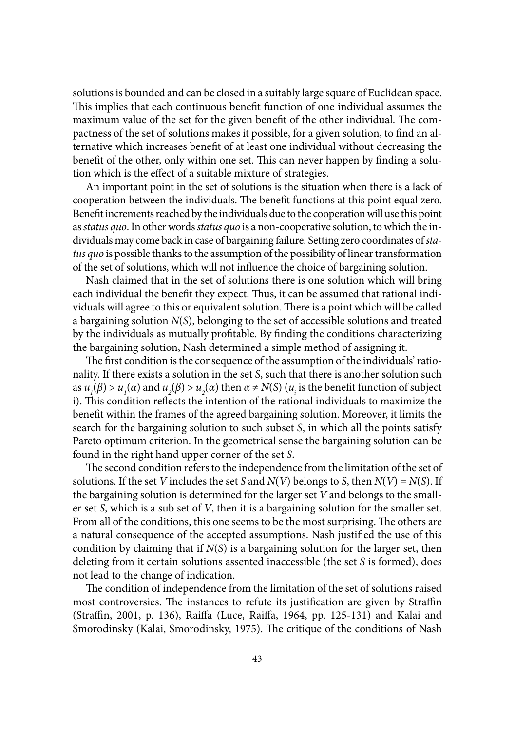solutions is bounded and can be closed in a suitably large square of Euclidean space. This implies that each continuous benefit function of one individual assumes the maximum value of the set for the given benefit of the other individual. The compactness of the set of solutions makes it possible, for a given solution, to find an alternative which increases benefit of at least one individual without decreasing the benefit of the other, only within one set. This can never happen by finding a solution which is the effect of a suitable mixture of strategies.

An important point in the set of solutions is the situation when there is a lack of cooperation between the individuals. The benefit functions at this point equal zero. Benefit increments reached by the individuals due to the cooperation will use this point as *status quo*. In other words *status quo* is a non-cooperative solution, to which the individuals may come back in case of bargaining failure. Setting zero coordinates of *status quo* is possible thanks to the assumption of the possibility of linear transformation of the set of solutions, which will not influence the choice of bargaining solution.

Nash claimed that in the set of solutions there is one solution which will bring each individual the benefit they expect. Thus, it can be assumed that rational individuals will agree to this or equivalent solution. There is a point which will be called a bargaining solution $N(S)$, belonging to the set of accessible solutions and treated by the individuals as mutually profitable. By finding the conditions characterizing the bargaining solution, Nash determined a simple method of assigning it.

The first condition is the consequence of the assumption of the individuals' rationality. If there exists a solution in the set $S$, such that there is another solution such as $u_1(\beta) > u_1(\alpha)$ and $u_2(\beta) > u_2(\alpha)$ then $\alpha \neq N(S)$ ($u_i$ is the benefit function of subject i). This condition reflects the intention of the rational individuals to maximize the benefit within the frames of the agreed bargaining solution. Moreover, it limits the search for the bargaining solution to such subset $S$, in which all the points satisfy Pareto optimum criterion. In the geometrical sense the bargaining solution can be found in the right hand upper corner of the set $S$.

The second condition refers to the independence from the limitation of the set of solutions. If the set $V$ includes the set $S$ and $N(V)$ belongs to $S$, then $N(V) = N(S)$. If the bargaining solution is determined for the larger set $V$ and belongs to the smaller set $S$, which is a sub set of $V$, then it is a bargaining solution for the smaller set. From all of the conditions, this one seems to be the most surprising. The others are a natural consequence of the accepted assumptions. Nash justified the use of this condition by claiming that if $N(S)$ is a bargaining solution for the larger set, then deleting from it certain solutions assented inaccessible (the set $S$ is formed), does not lead to the change of indication.

The condition of independence from the limitation of the set of solutions raised most controversies. The instances to refute its justification are given by Straffin (Straffin, 2001, p. 136), Raiffa (Luce, Raiffa, 1964, pp. 125-131) and Kalai and Smorodinsky (Kalai, Smorodinsky, 1975). The critique of the conditions of Nash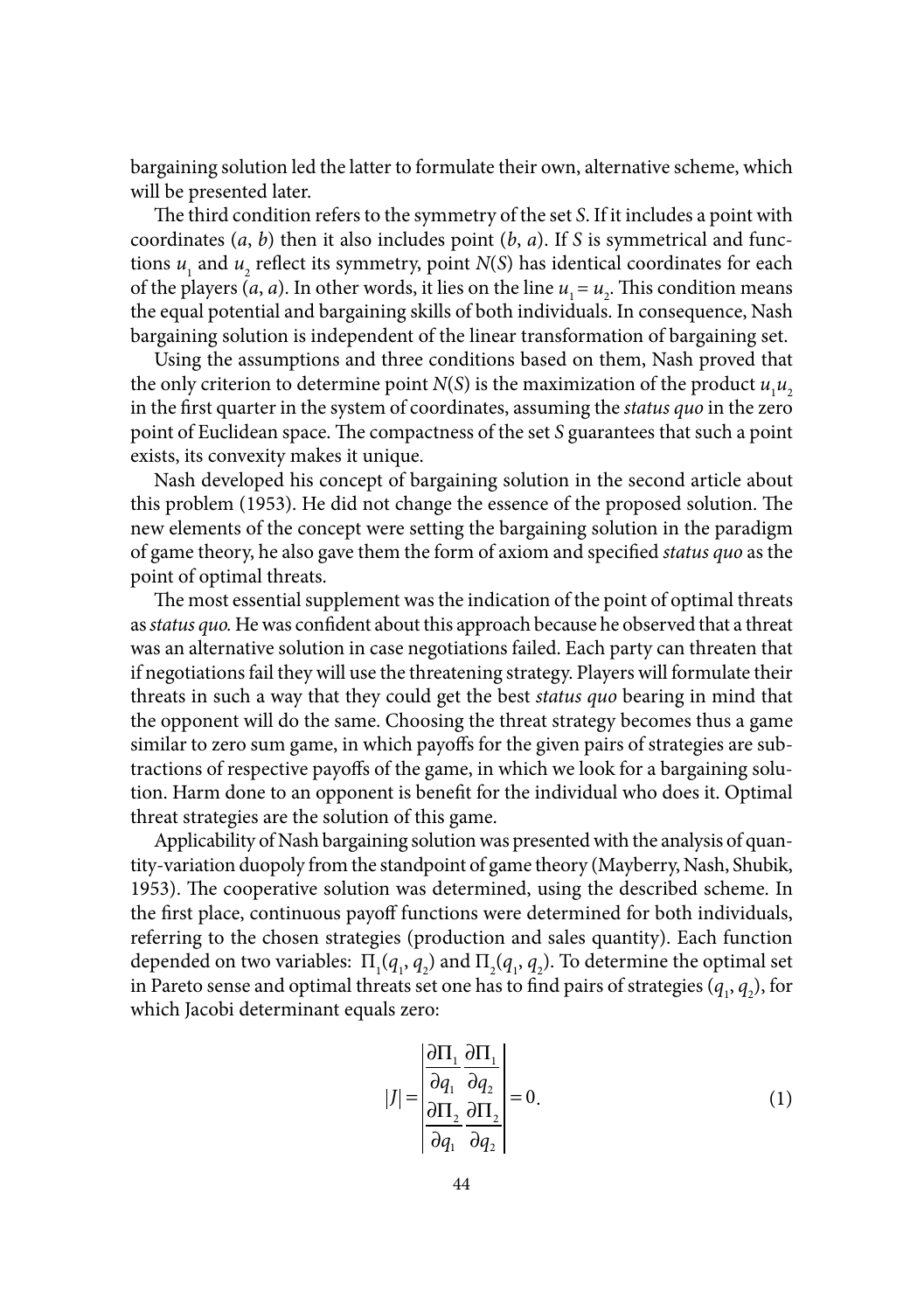bargaining solution led the latter to formulate their own, alternative scheme, which will be presented later.

The third condition refers to the symmetry of the set *S*. If it includes a point with coordinates ($a$, $b$) then it also includes point ($b$, $a$). If *S* is symmetrical and functions $u_1$ and $u_2$ reflect its symmetry, point $N(S)$ has identical coordinates for each of the players ($a$, $a$). In other words, it lies on the line $u_1 = u_2$. This condition means the equal potential and bargaining skills of both individuals. In consequence, Nash bargaining solution is independent of the linear transformation of bargaining set.

Using the assumptions and three conditions based on them, Nash proved that the only criterion to determine point $N(S)$ is the maximization of the product $u_1u_2$ in the first quarter in the system of coordinates, assuming the *status quo* in the zero point of Euclidean space. The compactness of the set *S* guarantees that such a point exists, its convexity makes it unique.

Nash developed his concept of bargaining solution in the second article about this problem (1953). He did not change the essence of the proposed solution. The new elements of the concept were setting the bargaining solution in the paradigm of game theory, he also gave them the form of axiom and specified *status quo* as the point of optimal threats.

The most essential supplement was the indication of the point of optimal threats as *status quo.* He was confident about this approach because he observed that a threat was an alternative solution in case negotiations failed. Each party can threaten that if negotiations fail they will use the threatening strategy. Players will formulate their threats in such a way that they could get the best *status quo* bearing in mind that the opponent will do the same. Choosing the threat strategy becomes thus a game similar to zero sum game, in which payoffs for the given pairs of strategies are subtractions of respective payoffs of the game, in which we look for a bargaining solution. Harm done to an opponent is benefit for the individual who does it. Optimal threat strategies are the solution of this game.

Applicability of Nash bargaining solution was presented with the analysis of quantity-variation duopoly from the standpoint of game theory (Mayberry, Nash, Shubik, 1953). The cooperative solution was determined, using the described scheme. In the first place, continuous payoff functions were determined for both individuals, referring to the chosen strategies (production and sales quantity). Each function depended on two variables: $\Pi_1(q_1, q_2)$ and $\Pi_2(q_1, q_2)$. To determine the optimal set in Pareto sense and optimal threats set one has to find pairs of strategies ($q_1$, $q_2$), for which Jacobi determinant equals zero:

$$|J| = \begin{vmatrix} \dfrac{\partial \Pi_1}{\partial q_1} & \dfrac{\partial \Pi_1}{\partial q_2} \\ \dfrac{\partial \Pi_2}{\partial q_1} & \dfrac{\partial \Pi_2}{\partial q_2} \end{vmatrix} = 0. \tag{1}$$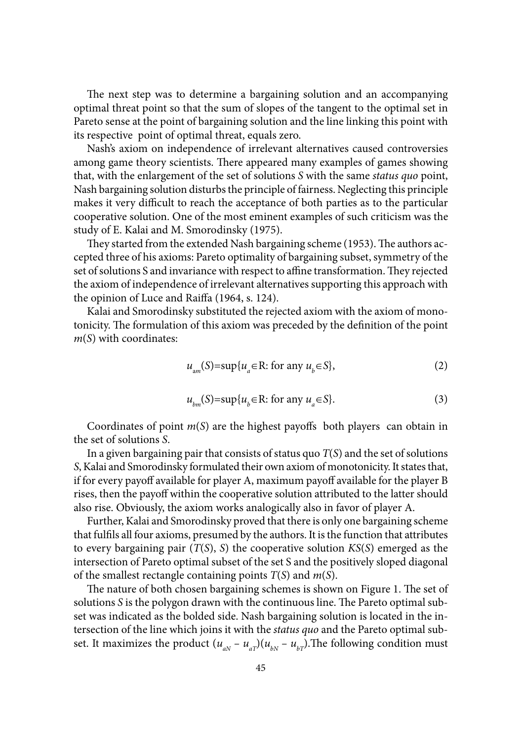The next step was to determine a bargaining solution and an accompanying optimal threat point so that the sum of slopes of the tangent to the optimal set in Pareto sense at the point of bargaining solution and the line linking this point with its respective point of optimal threat, equals zero.

Nash's axiom on independence of irrelevant alternatives caused controversies among game theory scientists. There appeared many examples of games showing that, with the enlargement of the set of solutions *S* with the same *status quo* point, Nash bargaining solution disturbs the principle of fairness. Neglecting this principle makes it very difficult to reach the acceptance of both parties as to the particular cooperative solution. One of the most eminent examples of such criticism was the study of E. Kalai and M. Smorodinsky (1975).

They started from the extended Nash bargaining scheme (1953). The authors accepted three of his axioms: Pareto optimality of bargaining subset, symmetry of the set of solutions S and invariance with respect to affine transformation. They rejected the axiom of independence of irrelevant alternatives supporting this approach with the opinion of Luce and Raiffa (1964, s. 124).

Kalai and Smorodinsky substituted the rejected axiom with the axiom of monotonicity. The formulation of this axiom was preceded by the definition of the point $m(S)$ with coordinates:

$$u_{am}(S)=\sup\{u_a \in \mathrm{R}\text{: for any } u_b \in S\}, \tag{2}$$

$$u_{bm}(S)=\sup\{u_b \in \mathrm{R}\text{: for any } u_a \in S\}. \tag{3}$$

Coordinates of point $m(S)$ are the highest payoffs both players can obtain in the set of solutions *S*.

In a given bargaining pair that consists of status quo $T(S)$ and the set of solutions *S*, Kalai and Smorodinsky formulated their own axiom of monotonicity. It states that, if for every payoff available for player A, maximum payoff available for the player B rises, then the payoff within the cooperative solution attributed to the latter should also rise. Obviously, the axiom works analogically also in favor of player A.

Further, Kalai and Smorodinsky proved that there is only one bargaining scheme that fulfils all four axioms, presumed by the authors. It is the function that attributes to every bargaining pair $(T(S), S)$ the cooperative solution $KS(S)$ emerged as the intersection of Pareto optimal subset of the set S and the positively sloped diagonal of the smallest rectangle containing points $T(S)$ and $m(S)$.

The nature of both chosen bargaining schemes is shown on Figure 1. The set of solutions *S* is the polygon drawn with the continuous line. The Pareto optimal subset was indicated as the bolded side. Nash bargaining solution is located in the intersection of the line which joins it with the *status quo* and the Pareto optimal subset. It maximizes the product $(u_{aN} - u_{aT})(u_{bN} - u_{bT})$.The following condition must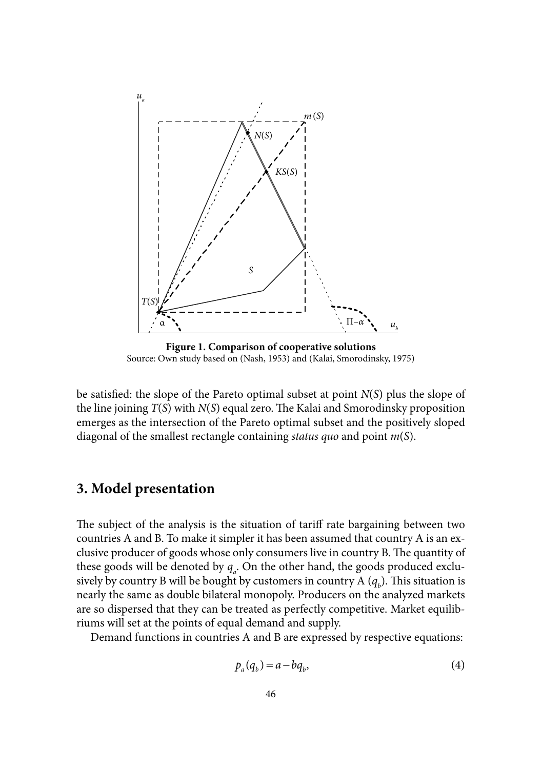**Figure 1. Comparison of cooperative solutions**
Source: Own study based on (Nash, 1953) and (Kalai, Smorodinsky, 1975)

be satisfied: the slope of the Pareto optimal subset at point $N(S)$ plus the slope of the line joining $T(S)$ with $N(S)$ equal zero. The Kalai and Smorodinsky proposition emerges as the intersection of the Pareto optimal subset and the positively sloped diagonal of the smallest rectangle containing *status quo* and point $m(S)$.

## 3. Model presentation

The subject of the analysis is the situation of tariff rate bargaining between two countries A and B. To make it simpler it has been assumed that country A is an exclusive producer of goods whose only consumers live in country B. The quantity of these goods will be denoted by $q_a$. On the other hand, the goods produced exclusively by country B will be bought by customers in country A ($q_b$). This situation is nearly the same as double bilateral monopoly. Producers on the analyzed markets are so dispersed that they can be treated as perfectly competitive. Market equilibriums will set at the points of equal demand and supply.

Demand functions in countries A and B are expressed by respective equations:

$$p_a(q_b) = a - bq_b, \tag{4}$$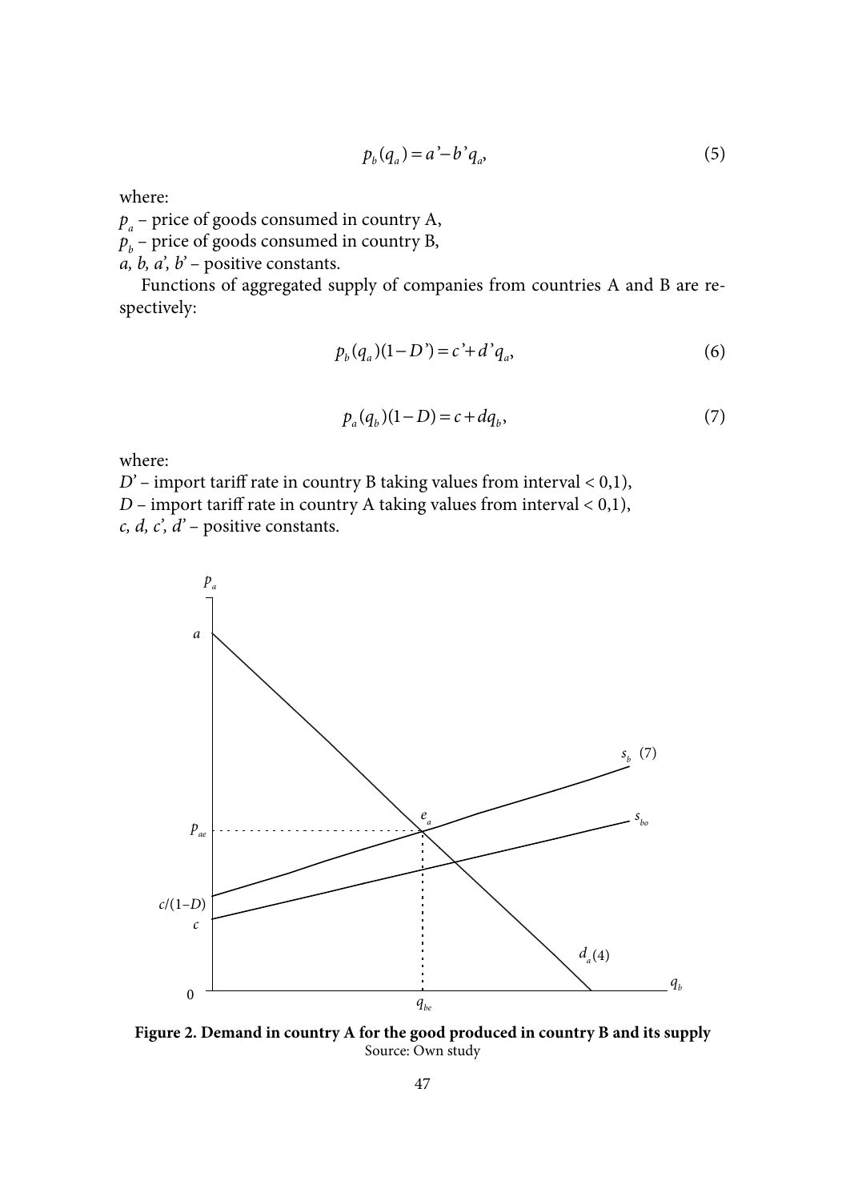$$p_b(q_a) = a' - b'q_a, \tag{5}$$

where:

$p_a$ – price of goods consumed in country A,
$p_b$ – price of goods consumed in country B,
$a, b, a', b'$ – positive constants.

Functions of aggregated supply of companies from countries A and B are respectively:

$$p_b(q_a)(1-D') = c' + d'q_a, \tag{6}$$

$$p_a(q_b)(1-D) = c + dq_b, \tag{7}$$

where:

$D'$ – import tariff rate in country B taking values from interval < 0,1),
$D$ – import tariff rate in country A taking values from interval < 0,1),
$c, d, c', d'$ – positive constants.

**Figure 2. Demand in country A for the good produced in country B and its supply**
Source: Own study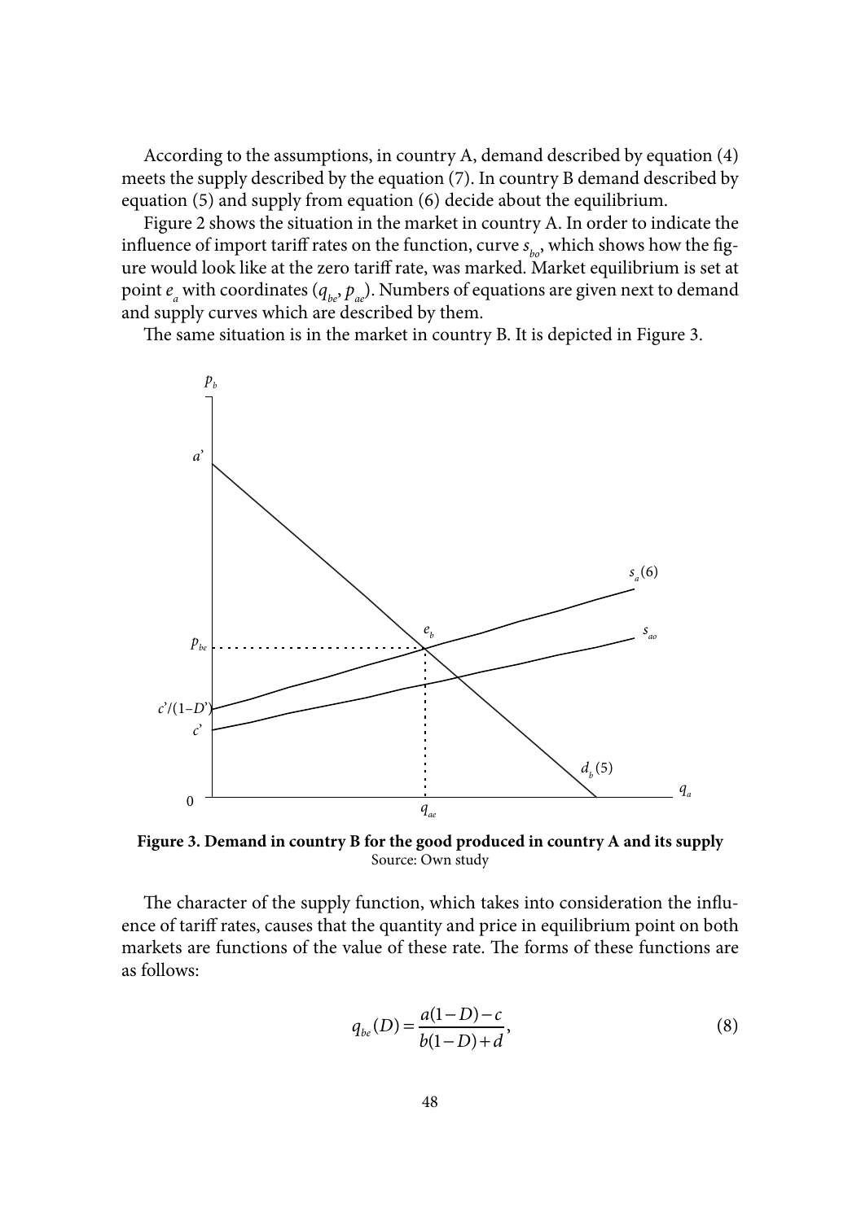According to the assumptions, in country A, demand described by equation (4) meets the supply described by the equation (7). In country B demand described by equation (5) and supply from equation (6) decide about the equilibrium.

Figure 2 shows the situation in the market in country A. In order to indicate the influence of import tariff rates on the function, curve $s_{bo}$, which shows how the figure would look like at the zero tariff rate, was marked. Market equilibrium is set at point $e_a$ with coordinates ($q_{be}$, $p_{ae}$). Numbers of equations are given next to demand and supply curves which are described by them.

The same situation is in the market in country B. It is depicted in Figure 3.

**Figure 3. Demand in country B for the good produced in country A and its supply**
Source: Own study

The character of the supply function, which takes into consideration the influence of tariff rates, causes that the quantity and price in equilibrium point on both markets are functions of the value of these rate. The forms of these functions are as follows:

$$q_{be}(D) = \frac{a(1-D)-c}{b(1-D)+d}, \tag{8}$$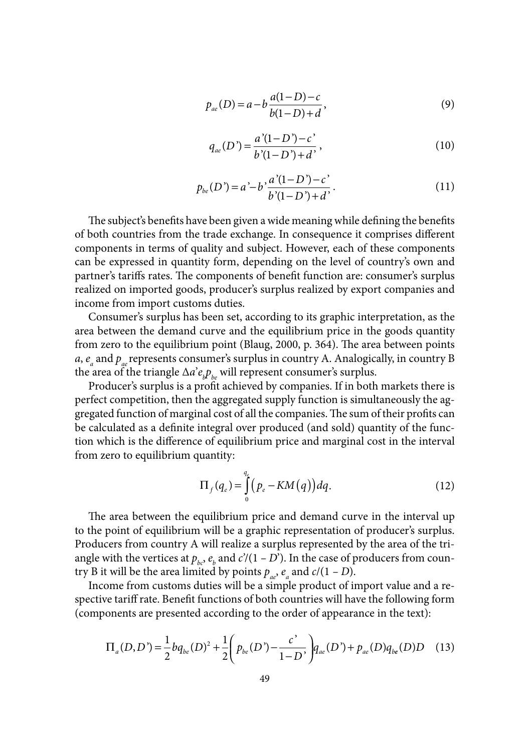$$p_{ae}(D) = a - b\frac{a(1-D)-c}{b(1-D)+d}, \tag{9}$$

$$q_{ae}(D') = \frac{a'(1-D')-c'}{b'(1-D')+d'}, \tag{10}$$

$$p_{be}(D') = a' - b'\frac{a'(1-D')-c'}{b'(1-D')+d'}. \tag{11}$$

The subject's benefits have been given a wide meaning while defining the benefits of both countries from the trade exchange. In consequence it comprises different components in terms of quality and subject. However, each of these components can be expressed in quantity form, depending on the level of country's own and partner's tariffs rates. The components of benefit function are: consumer's surplus realized on imported goods, producer's surplus realized by export companies and income from import customs duties.

Consumer's surplus has been set, according to its graphic interpretation, as the area between the demand curve and the equilibrium price in the goods quantity from zero to the equilibrium point (Blaug, 2000, p. 364). The area between points $a$, $e_a$ and $p_{ae}$ represents consumer's surplus in country A. Analogically, in country B the area of the triangle $\Delta a' e_b p_{be}$ will represent consumer's surplus.

Producer's surplus is a profit achieved by companies. If in both markets there is perfect competition, then the aggregated supply function is simultaneously the aggregated function of marginal cost of all the companies. The sum of their profits can be calculated as a definite integral over produced (and sold) quantity of the function which is the difference of equilibrium price and marginal cost in the interval from zero to equilibrium quantity:

$$\Pi_f(q_e) = \int_0^{q_e} \left(p_e - KM(q)\right) dq. \tag{12}$$

The area between the equilibrium price and demand curve in the interval up to the point of equilibrium will be a graphic representation of producer's surplus. Producers from country A will realize a surplus represented by the area of the triangle with the vertices at $p_{bc}$, $e_b$ and $c'/(1-D')$. In the case of producers from country B it will be the area limited by points $p_{ae}$, $e_a$ and $c/(1-D)$.

Income from customs duties will be a simple product of import value and a respective tariff rate. Benefit functions of both countries will have the following form (components are presented according to the order of appearance in the text):

$$\Pi_a(D, D') = \frac{1}{2}bq_{be}(D)^2 + \frac{1}{2}\left(p_{be}(D') - \frac{c'}{1-D'}\right)q_{ae}(D') + p_{ae}(D)q_{be}(D)D \tag{13}$$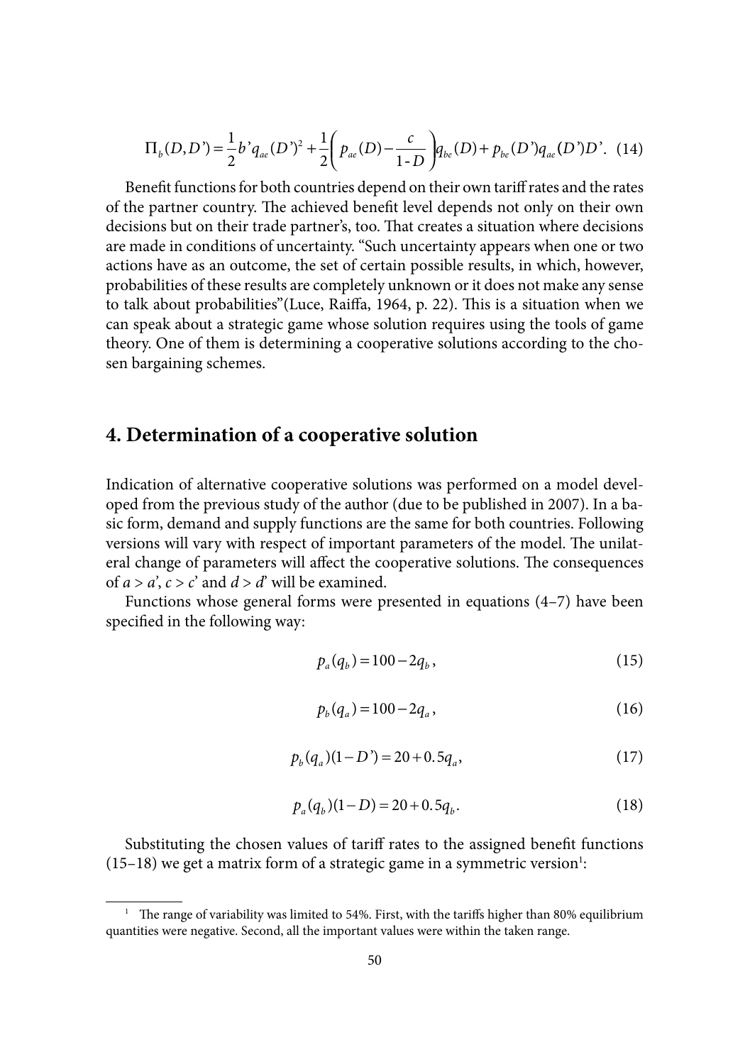$$\Pi_b(D,D')=\frac{1}{2}b'q_{ae}(D')^2+\frac{1}{2}\left(p_{ae}(D)-\frac{c}{1\text{-}D}\right)q_{be}(D)+p_{be}(D')q_{ae}(D')D'. \quad (14)$$

Benefit functions for both countries depend on their own tariff rates and the rates of the partner country. The achieved benefit level depends not only on their own decisions but on their trade partner's, too. That creates a situation where decisions are made in conditions of uncertainty. "Such uncertainty appears when one or two actions have as an outcome, the set of certain possible results, in which, however, probabilities of these results are completely unknown or it does not make any sense to talk about probabilities"(Luce, Raiffa, 1964, p. 22). This is a situation when we can speak about a strategic game whose solution requires using the tools of game theory. One of them is determining a cooperative solutions according to the chosen bargaining schemes.

## 4. Determination of a cooperative solution

Indication of alternative cooperative solutions was performed on a model developed from the previous study of the author (due to be published in 2007). In a basic form, demand and supply functions are the same for both countries. Following versions will vary with respect of important parameters of the model. The unilateral change of parameters will affect the cooperative solutions. The consequences of $a > a'$, $c > c'$ and $d > d'$ will be examined.

Functions whose general forms were presented in equations (4–7) have been specified in the following way:

$$p_a(q_b)=100-2q_b, \quad (15)$$

$$p_b(q_a)=100-2q_a, \quad (16)$$

$$p_b(q_a)(1-D')=20+0.5q_a, \quad (17)$$

$$p_a(q_b)(1-D)=20+0.5q_b. \quad (18)$$

Substituting the chosen values of tariff rates to the assigned benefit functions (15–18) we get a matrix form of a strategic game in a symmetric version[1]:

[1] The range of variability was limited to 54%. First, with the tariffs higher than 80% equilibrium quantities were negative. Second, all the important values were within the taken range.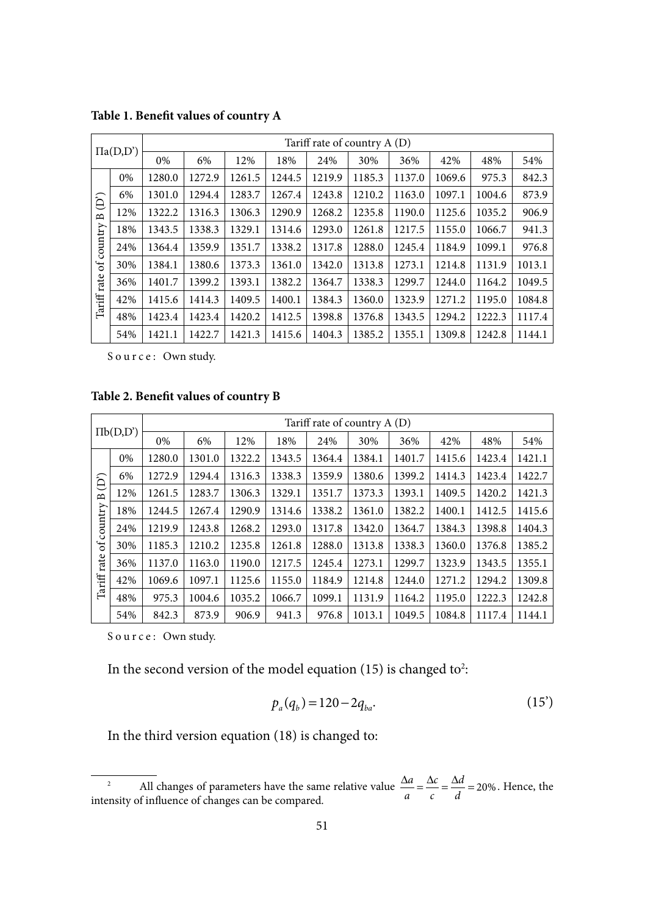**Table 1. Benefit values of country A**

| Πa(D,D') | | Tariff rate of country A (D) | | | | | | | | | |
|---|---|---|---|---|---|---|---|---|---|---|---|
| | | 0% | 6% | 12% | 18% | 24% | 30% | 36% | 42% | 48% | 54% |
| Tariff rate of country B (D') | 0% | 1280.0 | 1272.9 | 1261.5 | 1244.5 | 1219.9 | 1185.3 | 1137.0 | 1069.6 | 975.3 | 842.3 |
| | 6% | 1301.0 | 1294.4 | 1283.7 | 1267.4 | 1243.8 | 1210.2 | 1163.0 | 1097.1 | 1004.6 | 873.9 |
| | 12% | 1322.2 | 1316.3 | 1306.3 | 1290.9 | 1268.2 | 1235.8 | 1190.0 | 1125.6 | 1035.2 | 906.9 |
| | 18% | 1343.5 | 1338.3 | 1329.1 | 1314.6 | 1293.0 | 1261.8 | 1217.5 | 1155.0 | 1066.7 | 941.3 |
| | 24% | 1364.4 | 1359.9 | 1351.7 | 1338.2 | 1317.8 | 1288.0 | 1245.4 | 1184.9 | 1099.1 | 976.8 |
| | 30% | 1384.1 | 1380.6 | 1373.3 | 1361.0 | 1342.0 | 1313.8 | 1273.1 | 1214.8 | 1131.9 | 1013.1 |
| | 36% | 1401.7 | 1399.2 | 1393.1 | 1382.2 | 1364.7 | 1338.3 | 1299.7 | 1244.0 | 1164.2 | 1049.5 |
| | 42% | 1415.6 | 1414.3 | 1409.5 | 1400.1 | 1384.3 | 1360.0 | 1323.9 | 1271.2 | 1195.0 | 1084.8 |
| | 48% | 1423.4 | 1423.4 | 1420.2 | 1412.5 | 1398.8 | 1376.8 | 1343.5 | 1294.2 | 1222.3 | 1117.4 |
| | 54% | 1421.1 | 1422.7 | 1421.3 | 1415.6 | 1404.3 | 1385.2 | 1355.1 | 1309.8 | 1242.8 | 1144.1 |

Source: Own study.

**Table 2. Benefit values of country B**

| Πb(D,D') | | Tariff rate of country A (D) | | | | | | | | | |
|---|---|---|---|---|---|---|---|---|---|---|---|
| | | 0% | 6% | 12% | 18% | 24% | 30% | 36% | 42% | 48% | 54% |
| Tariff rate of country B (D') | 0% | 1280.0 | 1301.0 | 1322.2 | 1343.5 | 1364.4 | 1384.1 | 1401.7 | 1415.6 | 1423.4 | 1421.1 |
| | 6% | 1272.9 | 1294.4 | 1316.3 | 1338.3 | 1359.9 | 1380.6 | 1399.2 | 1414.3 | 1423.4 | 1422.7 |
| | 12% | 1261.5 | 1283.7 | 1306.3 | 1329.1 | 1351.7 | 1373.3 | 1393.1 | 1409.5 | 1420.2 | 1421.3 |
| | 18% | 1244.5 | 1267.4 | 1290.9 | 1314.6 | 1338.2 | 1361.0 | 1382.2 | 1400.1 | 1412.5 | 1415.6 |
| | 24% | 1219.9 | 1243.8 | 1268.2 | 1293.0 | 1317.8 | 1342.0 | 1364.7 | 1384.3 | 1398.8 | 1404.3 |
| | 30% | 1185.3 | 1210.2 | 1235.8 | 1261.8 | 1288.0 | 1313.8 | 1338.3 | 1360.0 | 1376.8 | 1385.2 |
| | 36% | 1137.0 | 1163.0 | 1190.0 | 1217.5 | 1245.4 | 1273.1 | 1299.7 | 1323.9 | 1343.5 | 1355.1 |
| | 42% | 1069.6 | 1097.1 | 1125.6 | 1155.0 | 1184.9 | 1214.8 | 1244.0 | 1271.2 | 1294.2 | 1309.8 |
| | 48% | 975.3 | 1004.6 | 1035.2 | 1066.7 | 1099.1 | 1131.9 | 1164.2 | 1195.0 | 1222.3 | 1242.8 |
| | 54% | 842.3 | 873.9 | 906.9 | 941.3 | 976.8 | 1013.1 | 1049.5 | 1084.8 | 1117.4 | 1144.1 |

Source: Own study.

In the second version of the model equation (15) is changed to[2]:

$$p_a(q_b) = 120 - 2q_{ba}. \tag{15'}$$

In the third version equation (18) is changed to:

---

[2] All changes of parameters have the same relative value $\frac{\Delta a}{a} = \frac{\Delta c}{c} = \frac{\Delta d}{d} = 20\%$. Hence, the intensity of influence of changes can be compared.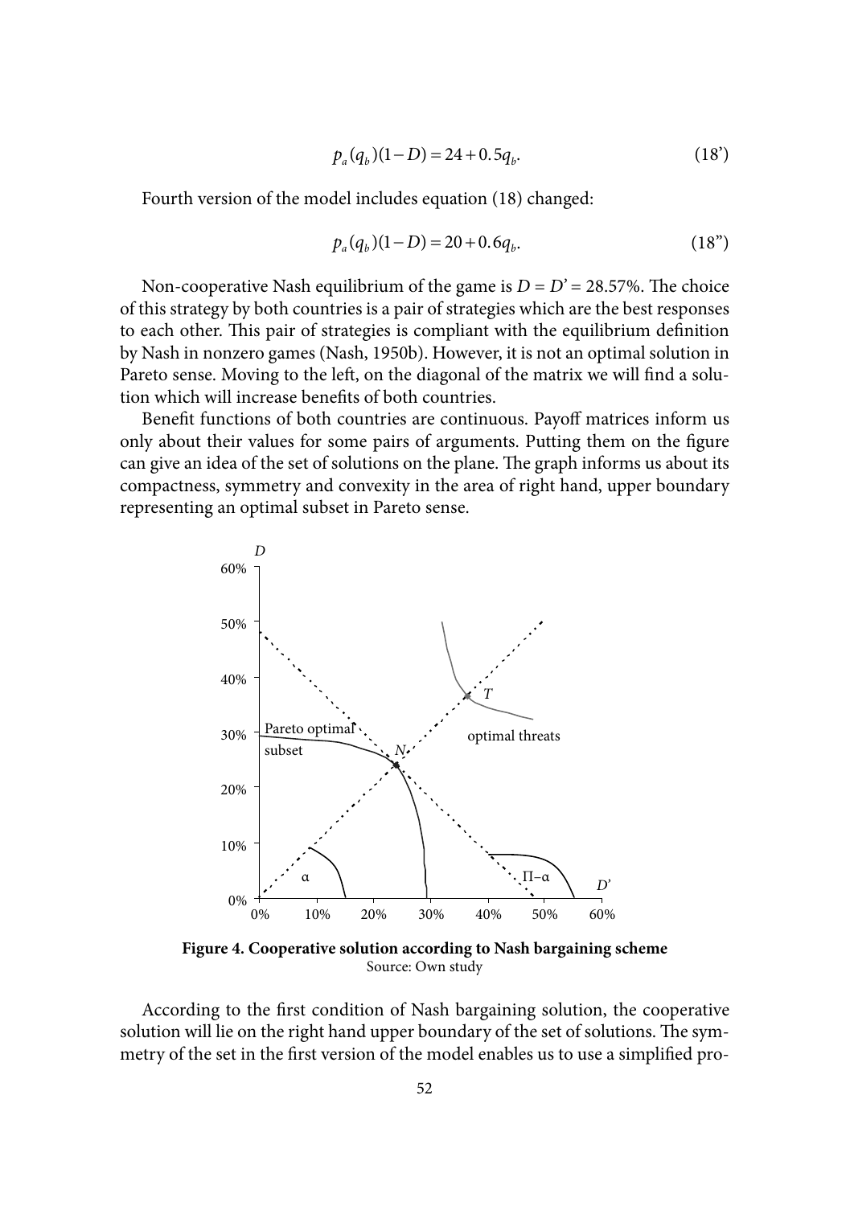$$p_a(q_b)(1-D) = 24 + 0.5q_b. \tag{18'}$$

Fourth version of the model includes equation (18) changed:

$$p_a(q_b)(1-D) = 20 + 0.6q_b. \tag{18''}$$

Non-cooperative Nash equilibrium of the game is $D = D' = 28.57\%$. The choice of this strategy by both countries is a pair of strategies which are the best responses to each other. This pair of strategies is compliant with the equilibrium definition by Nash in nonzero games (Nash, 1950b). However, it is not an optimal solution in Pareto sense. Moving to the left, on the diagonal of the matrix we will find a solution which will increase benefits of both countries.

Benefit functions of both countries are continuous. Payoff matrices inform us only about their values for some pairs of arguments. Putting them on the figure can give an idea of the set of solutions on the plane. The graph informs us about its compactness, symmetry and convexity in the area of right hand, upper boundary representing an optimal subset in Pareto sense.

**Figure 4. Cooperative solution according to Nash bargaining scheme**
Source: Own study

According to the first condition of Nash bargaining solution, the cooperative solution will lie on the right hand upper boundary of the set of solutions. The symmetry of the set in the first version of the model enables us to use a simplified pro-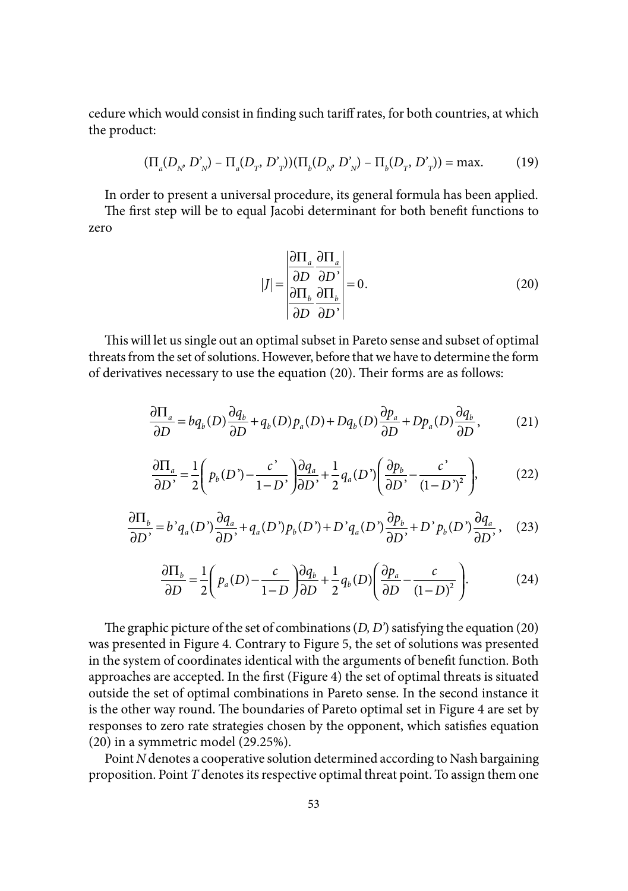cedure which would consist in finding such tariff rates, for both countries, at which the product:

$$(\Pi_a(D_N, D'_N) - \Pi_a(D_T, D'_T))(\Pi_b(D_N, D'_N) - \Pi_b(D_T, D'_T)) = \max. \tag{19}$$

In order to present a universal procedure, its general formula has been applied.

The first step will be to equal Jacobi determinant for both benefit functions to zero

$$|J| = \begin{vmatrix} \dfrac{\partial \Pi_a}{\partial D} & \dfrac{\partial \Pi_a}{\partial D'} \\ \dfrac{\partial \Pi_b}{\partial D} & \dfrac{\partial \Pi_b}{\partial D'} \end{vmatrix} = 0. \tag{20}$$

This will let us single out an optimal subset in Pareto sense and subset of optimal threats from the set of solutions. However, before that we have to determine the form of derivatives necessary to use the equation (20). Their forms are as follows:

$$\frac{\partial \Pi_a}{\partial D} = bq_b(D)\frac{\partial q_b}{\partial D} + q_b(D)p_a(D) + Dq_b(D)\frac{\partial p_a}{\partial D} + Dp_a(D)\frac{\partial q_b}{\partial D}, \tag{21}$$

$$\frac{\partial \Pi_a}{\partial D'} = \frac{1}{2}\left(p_b(D') - \frac{c'}{1-D'}\right)\frac{\partial q_a}{\partial D'} + \frac{1}{2}q_a(D')\left(\frac{\partial p_b}{\partial D'} - \frac{c'}{(1-D')^2}\right), \tag{22}$$

$$\frac{\partial \Pi_b}{\partial D'} = b'q_a(D')\frac{\partial q_a}{\partial D'} + q_a(D')p_b(D') + D'q_a(D')\frac{\partial p_b}{\partial D'} + D'p_b(D')\frac{\partial q_a}{\partial D'}, \tag{23}$$

$$\frac{\partial \Pi_b}{\partial D} = \frac{1}{2}\left(p_a(D) - \frac{c}{1-D}\right)\frac{\partial q_b}{\partial D} + \frac{1}{2}q_b(D)\left(\frac{\partial p_a}{\partial D} - \frac{c}{(1-D)^2}\right). \tag{24}$$

The graphic picture of the set of combinations (*D, D'*) satisfying the equation (20) was presented in Figure 4. Contrary to Figure 5, the set of solutions was presented in the system of coordinates identical with the arguments of benefit function. Both approaches are accepted. In the first (Figure 4) the set of optimal threats is situated outside the set of optimal combinations in Pareto sense. In the second instance it is the other way round. The boundaries of Pareto optimal set in Figure 4 are set by responses to zero rate strategies chosen by the opponent, which satisfies equation (20) in a symmetric model (29.25%).

Point *N* denotes a cooperative solution determined according to Nash bargaining proposition. Point *T* denotes its respective optimal threat point. To assign them one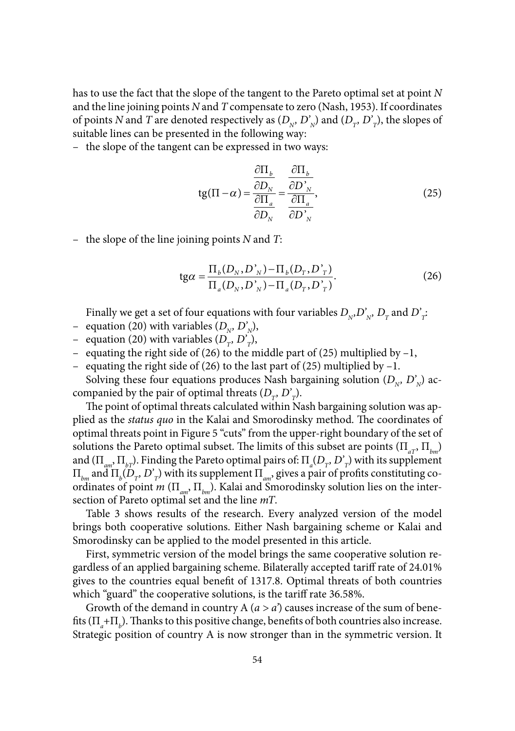has to use the fact that the slope of the tangent to the Pareto optimal set at point $N$ and the line joining points $N$ and $T$ compensate to zero (Nash, 1953). If coordinates of points $N$ and $T$ are denoted respectively as $(D_N, D'_N)$ and $(D_T, D'_T)$, the slopes of suitable lines can be presented in the following way:

– the slope of the tangent can be expressed in two ways:

$$\mathrm{tg}(\Pi - \alpha) = \frac{\dfrac{\partial \Pi_b}{\partial D_N}}{\dfrac{\partial \Pi_a}{\partial D_N}} = \frac{\dfrac{\partial \Pi_b}{\partial D'_N}}{\dfrac{\partial \Pi_a}{\partial D'_N}}, \tag{25}$$

– the slope of the line joining points $N$ and $T$:

$$\mathrm{tg}\alpha = \frac{\Pi_b(D_N, D'_N) - \Pi_b(D_T, D'_T)}{\Pi_a(D_N, D'_N) - \Pi_a(D_T, D'_T)}. \tag{26}$$

Finally we get a set of four equations with four variables $D_N$, $D'_N$, $D_T$ and $D'_T$:

– equation (20) with variables $(D_N, D'_N)$,
– equation (20) with variables $(D_T, D'_T)$,
– equating the right side of (26) to the middle part of (25) multiplied by –1,
– equating the right side of (26) to the last part of (25) multiplied by –1.

Solving these four equations produces Nash bargaining solution $(D_N, D'_N)$ accompanied by the pair of optimal threats $(D_T, D'_T)$.

The point of optimal threats calculated within Nash bargaining solution was applied as the *status quo* in the Kalai and Smorodinsky method. The coordinates of optimal threats point in Figure 5 "cuts" from the upper-right boundary of the set of solutions the Pareto optimal subset. The limits of this subset are points $(\Pi_{aT}, \Pi_{bm})$ and $(\Pi_{am}, \Pi_{bT})$. Finding the Pareto optimal pairs of: $\Pi_a(D_T, D'_T)$ with its supplement $\Pi_{bm}$ and $\Pi_b(D_T, D'_T)$ with its supplement $\Pi_{am}$, gives a pair of profits constituting coordinates of point $m$ $(\Pi_{am}, \Pi_{bm})$. Kalai and Smorodinsky solution lies on the intersection of Pareto optimal set and the line $mT$.

Table 3 shows results of the research. Every analyzed version of the model brings both cooperative solutions. Either Nash bargaining scheme or Kalai and Smorodinsky can be applied to the model presented in this article.

First, symmetric version of the model brings the same cooperative solution regardless of an applied bargaining scheme. Bilaterally accepted tariff rate of 24.01% gives to the countries equal benefit of 1317.8. Optimal threats of both countries which "guard" the cooperative solutions, is the tariff rate 36.58%.

Growth of the demand in country A ($a > a'$) causes increase of the sum of benefits $(\Pi_a + \Pi_b)$. Thanks to this positive change, benefits of both countries also increase. Strategic position of country A is now stronger than in the symmetric version. It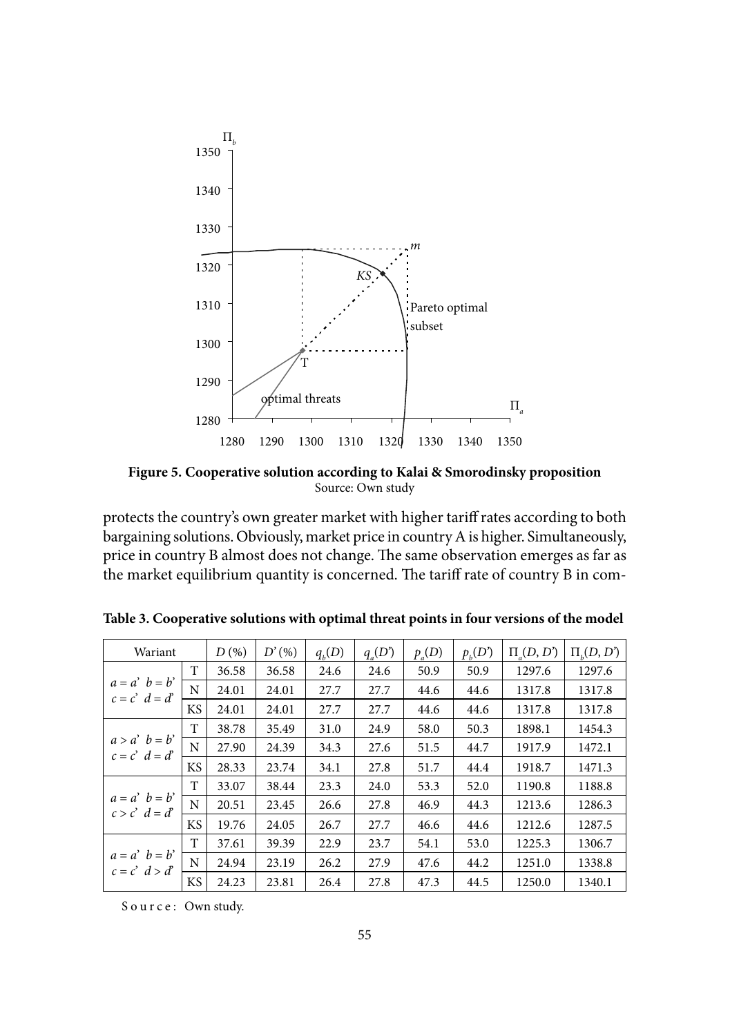**Figure 5. Cooperative solution according to Kalai & Smorodinsky proposition**
Source: Own study

protects the country's own greater market with higher tariff rates according to both bargaining solutions. Obviously, market price in country A is higher. Simultaneously, price in country B almost does not change. The same observation emerges as far as the market equilibrium quantity is concerned. The tariff rate of country B in com-

**Table 3. Cooperative solutions with optimal threat points in four versions of the model**

| Wariant | | $D$ (%) | $D'$ (%) | $q_b(D)$ | $q_a(D')$ | $p_a(D)$ | $p_b(D')$ | $\Pi_a(D, D')$ | $\Pi_b(D, D')$ |
|---|---|---|---|---|---|---|---|---|---|
| $a = a'$ $b = b'$ $c = c'$ $d = d'$ | T | 36.58 | 36.58 | 24.6 | 24.6 | 50.9 | 50.9 | 1297.6 | 1297.6 |
| | N | 24.01 | 24.01 | 27.7 | 27.7 | 44.6 | 44.6 | 1317.8 | 1317.8 |
| | KS | 24.01 | 24.01 | 27.7 | 27.7 | 44.6 | 44.6 | 1317.8 | 1317.8 |
| $a > a'$ $b = b'$ $c = c'$ $d = d'$ | T | 38.78 | 35.49 | 31.0 | 24.9 | 58.0 | 50.3 | 1898.1 | 1454.3 |
| | N | 27.90 | 24.39 | 34.3 | 27.6 | 51.5 | 44.7 | 1917.9 | 1472.1 |
| | KS | 28.33 | 23.74 | 34.1 | 27.8 | 51.7 | 44.4 | 1918.7 | 1471.3 |
| $a = a'$ $b = b'$ $c > c'$ $d = d'$ | T | 33.07 | 38.44 | 23.3 | 24.0 | 53.3 | 52.0 | 1190.8 | 1188.8 |
| | N | 20.51 | 23.45 | 26.6 | 27.8 | 46.9 | 44.3 | 1213.6 | 1286.3 |
| | KS | 19.76 | 24.05 | 26.7 | 27.7 | 46.6 | 44.6 | 1212.6 | 1287.5 |
| $a = a'$ $b = b'$ $c = c'$ $d > d'$ | T | 37.61 | 39.39 | 22.9 | 23.7 | 54.1 | 53.0 | 1225.3 | 1306.7 |
| | N | 24.94 | 23.19 | 26.2 | 27.9 | 47.6 | 44.2 | 1251.0 | 1338.8 |
| | KS | 24.23 | 23.81 | 26.4 | 27.8 | 47.3 | 44.5 | 1250.0 | 1340.1 |

Source: Own study.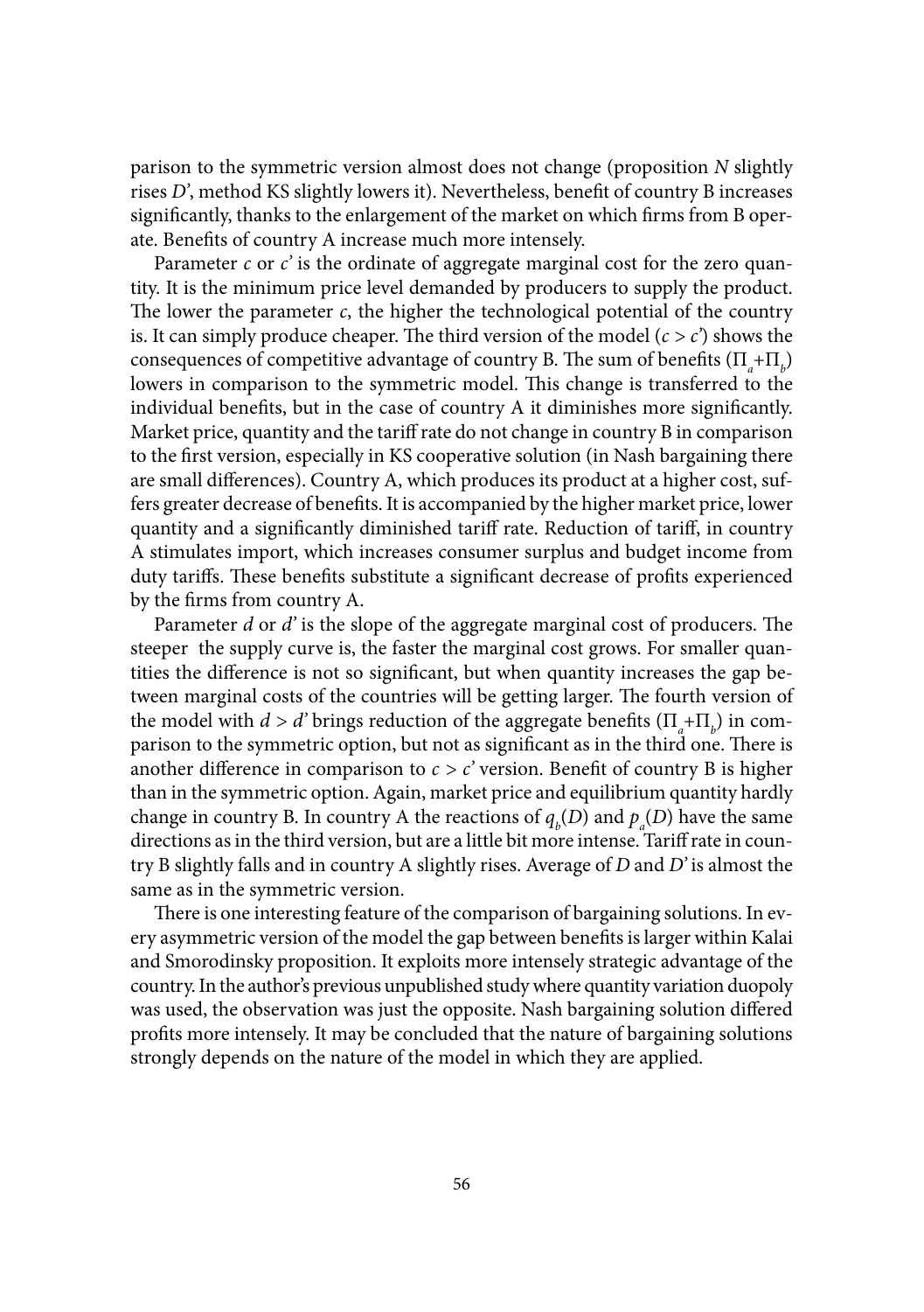parison to the symmetric version almost does not change (proposition $N$ slightly rises $D'$, method KS slightly lowers it). Nevertheless, benefit of country B increases significantly, thanks to the enlargement of the market on which firms from B operate. Benefits of country A increase much more intensely.

Parameter $c$ or $c'$ is the ordinate of aggregate marginal cost for the zero quantity. It is the minimum price level demanded by producers to supply the product. The lower the parameter $c$, the higher the technological potential of the country is. It can simply produce cheaper. The third version of the model ($c > c'$) shows the consequences of competitive advantage of country B. The sum of benefits ($\Pi_a+\Pi_b$) lowers in comparison to the symmetric model. This change is transferred to the individual benefits, but in the case of country A it diminishes more significantly. Market price, quantity and the tariff rate do not change in country B in comparison to the first version, especially in KS cooperative solution (in Nash bargaining there are small differences). Country A, which produces its product at a higher cost, suffers greater decrease of benefits. It is accompanied by the higher market price, lower quantity and a significantly diminished tariff rate. Reduction of tariff, in country A stimulates import, which increases consumer surplus and budget income from duty tariffs. These benefits substitute a significant decrease of profits experienced by the firms from country A.

Parameter $d$ or $d'$ is the slope of the aggregate marginal cost of producers. The steeper the supply curve is, the faster the marginal cost grows. For smaller quantities the difference is not so significant, but when quantity increases the gap between marginal costs of the countries will be getting larger. The fourth version of the model with $d > d'$ brings reduction of the aggregate benefits ($\Pi_a+\Pi_b$) in comparison to the symmetric option, but not as significant as in the third one. There is another difference in comparison to $c > c'$ version. Benefit of country B is higher than in the symmetric option. Again, market price and equilibrium quantity hardly change in country B. In country A the reactions of $q_b(D)$ and $p_a(D)$ have the same directions as in the third version, but are a little bit more intense. Tariff rate in country B slightly falls and in country A slightly rises. Average of $D$ and $D'$ is almost the same as in the symmetric version.

There is one interesting feature of the comparison of bargaining solutions. In every asymmetric version of the model the gap between benefits is larger within Kalai and Smorodinsky proposition. It exploits more intensely strategic advantage of the country. In the author's previous unpublished study where quantity variation duopoly was used, the observation was just the opposite. Nash bargaining solution differed profits more intensely. It may be concluded that the nature of bargaining solutions strongly depends on the nature of the model in which they are applied.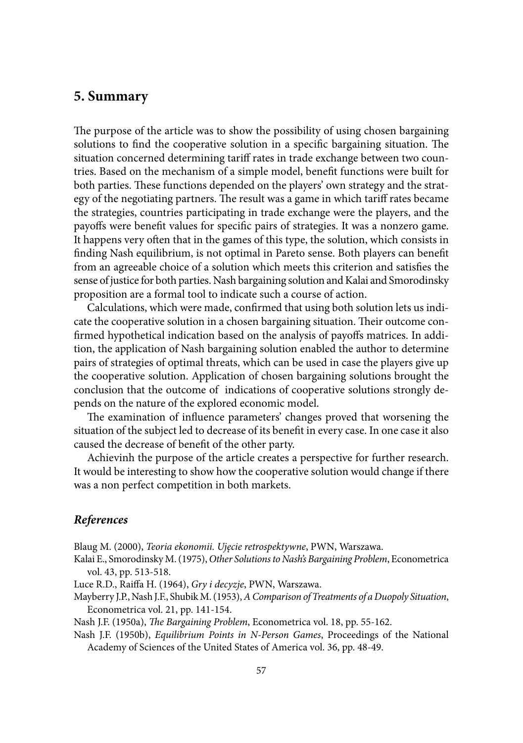## 5. Summary

The purpose of the article was to show the possibility of using chosen bargaining solutions to find the cooperative solution in a specific bargaining situation. The situation concerned determining tariff rates in trade exchange between two countries. Based on the mechanism of a simple model, benefit functions were built for both parties. These functions depended on the players' own strategy and the strategy of the negotiating partners. The result was a game in which tariff rates became the strategies, countries participating in trade exchange were the players, and the payoffs were benefit values for specific pairs of strategies. It was a nonzero game. It happens very often that in the games of this type, the solution, which consists in finding Nash equilibrium, is not optimal in Pareto sense. Both players can benefit from an agreeable choice of a solution which meets this criterion and satisfies the sense of justice for both parties. Nash bargaining solution and Kalai and Smorodinsky proposition are a formal tool to indicate such a course of action.

Calculations, which were made, confirmed that using both solution lets us indicate the cooperative solution in a chosen bargaining situation. Their outcome confirmed hypothetical indication based on the analysis of payoffs matrices. In addition, the application of Nash bargaining solution enabled the author to determine pairs of strategies of optimal threats, which can be used in case the players give up the cooperative solution. Application of chosen bargaining solutions brought the conclusion that the outcome of indications of cooperative solutions strongly depends on the nature of the explored economic model.

The examination of influence parameters' changes proved that worsening the situation of the subject led to decrease of its benefit in every case. In one case it also caused the decrease of benefit of the other party.

Achievinh the purpose of the article creates a perspective for further research. It would be interesting to show how the cooperative solution would change if there was a non perfect competition in both markets.

### *References*

Blaug M. (2000), *Teoria ekonomii. Ujęcie retrospektywne*, PWN, Warszawa.

Kalai E., Smorodinsky M. (1975), *Other Solutions to Nash's Bargaining Problem*, Econometrica vol. 43, pp. 513-518.

Luce R.D., Raiffa H. (1964), *Gry i decyzje*, PWN, Warszawa.

Mayberry J.P., Nash J.F., Shubik M. (1953), *A Comparison of Treatments of a Duopoly Situation*, Econometrica vol. 21, pp. 141-154.

Nash J.F. (1950a), *The Bargaining Problem*, Econometrica vol. 18, pp. 55-162.

Nash J.F. (1950b), *Equilibrium Points in N-Person Games*, Proceedings of the National Academy of Sciences of the United States of America vol. 36, pp. 48-49.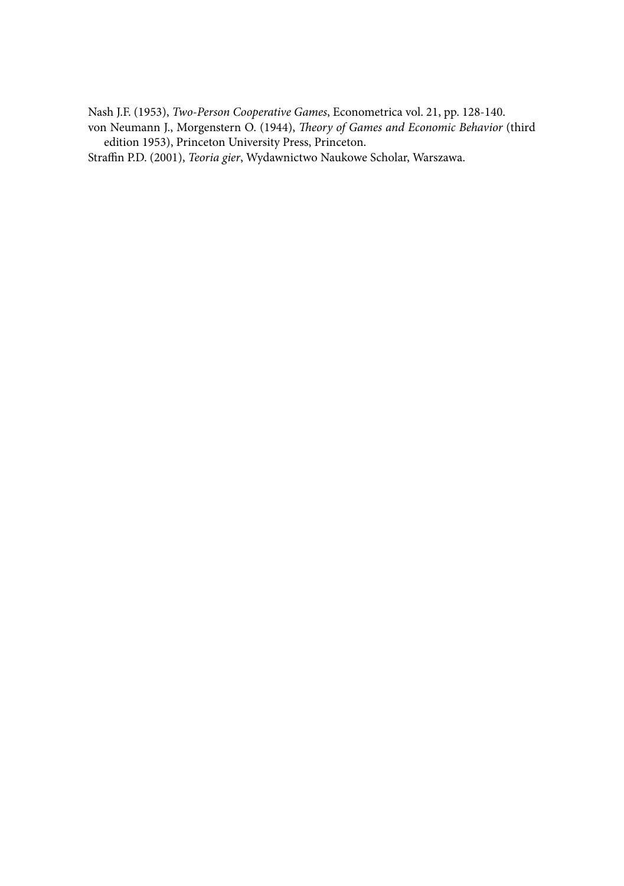Nash J.F. (1953), *Two-Person Cooperative Games*, Econometrica vol. 21, pp. 128-140.

von Neumann J., Morgenstern O. (1944), *Theory of Games and Economic Behavior* (third edition 1953), Princeton University Press, Princeton.

Straffin P.D. (2001), *Teoria gier*, Wydawnictwo Naukowe Scholar, Warszawa.